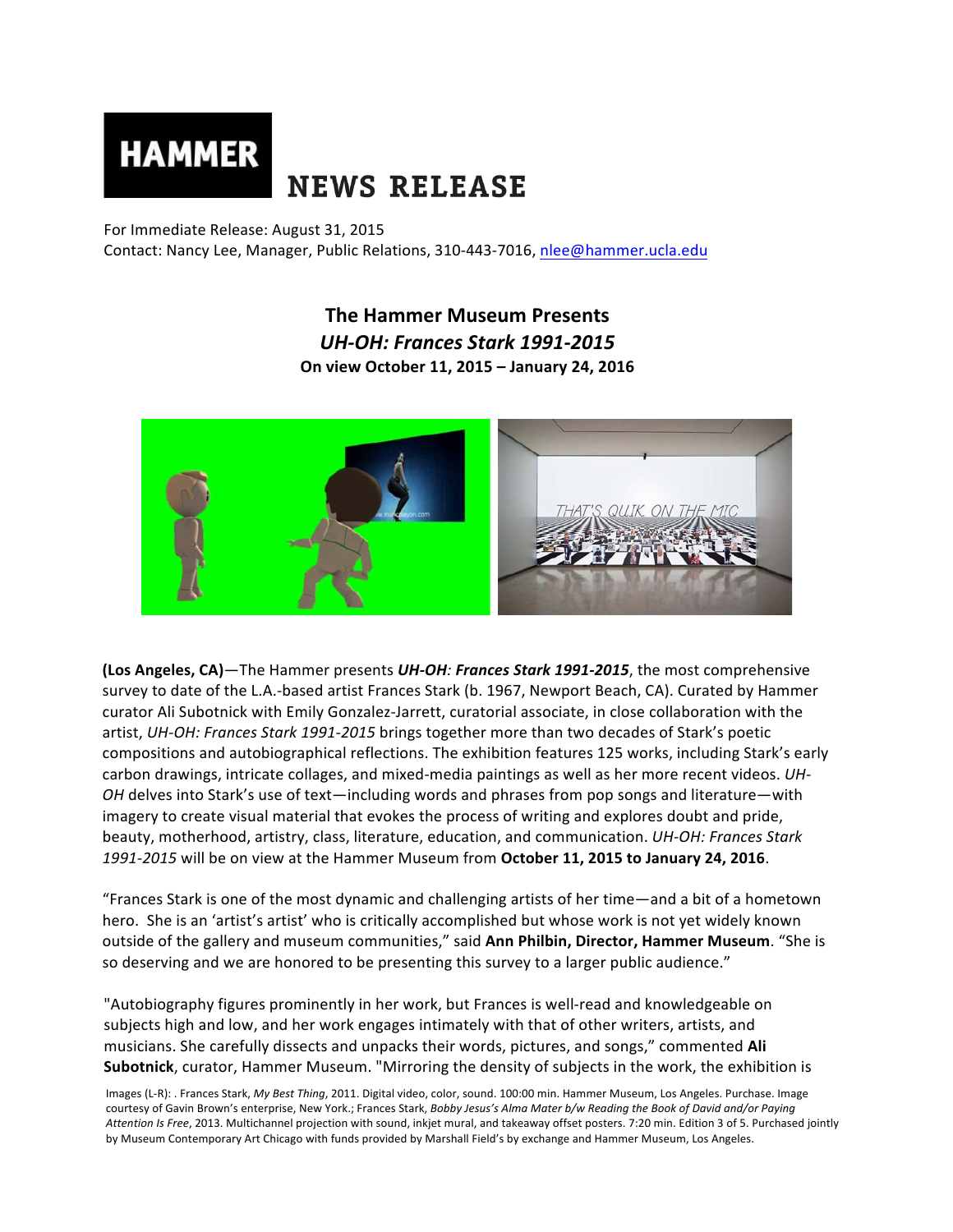# HAMMER NEWS RELEASE

For Immediate Release: August 31, 2015
Contact: Nancy Lee, Manager, Public Relations, 310-443-7016, nlee@hammer.ucla.edu

## The Hammer Museum Presents *UH-OH: Frances Stark 1991-2015*

**On view October 11, 2015 – January 24, 2016**

**(Los Angeles, CA)**—The Hammer presents ***UH-OH**: **Frances Stark 1991-2015***, the most comprehensive survey to date of the L.A.-based artist Frances Stark (b. 1967, Newport Beach, CA). Curated by Hammer curator Ali Subotnick with Emily Gonzalez-Jarrett, curatorial associate, in close collaboration with the artist, *UH-OH: Frances Stark 1991-2015* brings together more than two decades of Stark's poetic compositions and autobiographical reflections. The exhibition features 125 works, including Stark's early carbon drawings, intricate collages, and mixed-media paintings as well as her more recent videos. *UH-OH* delves into Stark's use of text—including words and phrases from pop songs and literature—with imagery to create visual material that evokes the process of writing and explores doubt and pride, beauty, motherhood, artistry, class, literature, education, and communication. *UH-OH: Frances Stark 1991-2015* will be on view at the Hammer Museum from **October 11, 2015 to January 24, 2016**.

"Frances Stark is one of the most dynamic and challenging artists of her time—and a bit of a hometown hero. She is an 'artist's artist' who is critically accomplished but whose work is not yet widely known outside of the gallery and museum communities," said **Ann Philbin, Director, Hammer Museum**. "She is so deserving and we are honored to be presenting this survey to a larger public audience."

"Autobiography figures prominently in her work, but Frances is well-read and knowledgeable on subjects high and low, and her work engages intimately with that of other writers, artists, and musicians. She carefully dissects and unpacks their words, pictures, and songs," commented **Ali Subotnick**, curator, Hammer Museum. "Mirroring the density of subjects in the work, the exhibition is

Images (L-R): . Frances Stark, *My Best Thing*, 2011. Digital video, color, sound. 100:00 min. Hammer Museum, Los Angeles. Purchase. Image courtesy of Gavin Brown's enterprise, New York.; Frances Stark, *Bobby Jesus's Alma Mater b/w Reading the Book of David and/or Paying Attention Is Free*, 2013. Multichannel projection with sound, inkjet mural, and takeaway offset posters. 7:20 min. Edition 3 of 5. Purchased jointly by Museum Contemporary Art Chicago with funds provided by Marshall Field's by exchange and Hammer Museum, Los Angeles.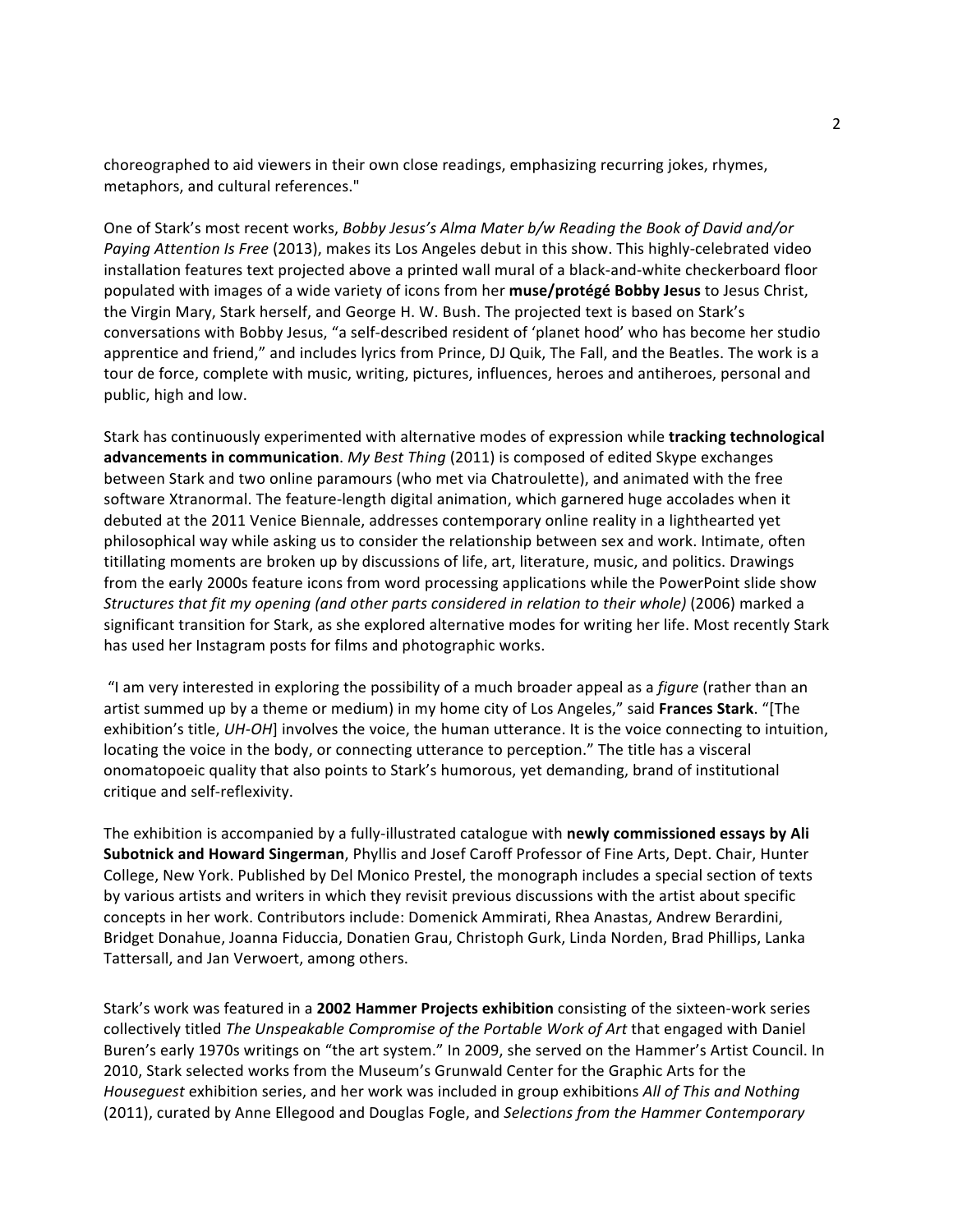choreographed to aid viewers in their own close readings, emphasizing recurring jokes, rhymes, metaphors, and cultural references."

One of Stark's most recent works, *Bobby Jesus's Alma Mater b/w Reading the Book of David and/or Paying Attention Is Free* (2013), makes its Los Angeles debut in this show. This highly-celebrated video installation features text projected above a printed wall mural of a black-and-white checkerboard floor populated with images of a wide variety of icons from her **muse/protégé Bobby Jesus** to Jesus Christ, the Virgin Mary, Stark herself, and George H. W. Bush. The projected text is based on Stark's conversations with Bobby Jesus, "a self-described resident of 'planet hood' who has become her studio apprentice and friend," and includes lyrics from Prince, DJ Quik, The Fall, and the Beatles. The work is a tour de force, complete with music, writing, pictures, influences, heroes and antiheroes, personal and public, high and low.

Stark has continuously experimented with alternative modes of expression while **tracking technological advancements in communication**. *My Best Thing* (2011) is composed of edited Skype exchanges between Stark and two online paramours (who met via Chatroulette), and animated with the free software Xtranormal. The feature-length digital animation, which garnered huge accolades when it debuted at the 2011 Venice Biennale, addresses contemporary online reality in a lighthearted yet philosophical way while asking us to consider the relationship between sex and work. Intimate, often titillating moments are broken up by discussions of life, art, literature, music, and politics. Drawings from the early 2000s feature icons from word processing applications while the PowerPoint slide show *Structures that fit my opening (and other parts considered in relation to their whole)* (2006) marked a significant transition for Stark, as she explored alternative modes for writing her life. Most recently Stark has used her Instagram posts for films and photographic works.

"I am very interested in exploring the possibility of a much broader appeal as a *figure* (rather than an artist summed up by a theme or medium) in my home city of Los Angeles," said **Frances Stark**. "[The exhibition's title, *UH-OH*] involves the voice, the human utterance. It is the voice connecting to intuition, locating the voice in the body, or connecting utterance to perception." The title has a visceral onomatopoeic quality that also points to Stark's humorous, yet demanding, brand of institutional critique and self-reflexivity.

The exhibition is accompanied by a fully-illustrated catalogue with **newly commissioned essays by Ali Subotnick and Howard Singerman**, Phyllis and Josef Caroff Professor of Fine Arts, Dept. Chair, Hunter College, New York. Published by Del Monico Prestel, the monograph includes a special section of texts by various artists and writers in which they revisit previous discussions with the artist about specific concepts in her work. Contributors include: Domenick Ammirati, Rhea Anastas, Andrew Berardini, Bridget Donahue, Joanna Fiduccia, Donatien Grau, Christoph Gurk, Linda Norden, Brad Phillips, Lanka Tattersall, and Jan Verwoert, among others.

Stark's work was featured in a **2002 Hammer Projects exhibition** consisting of the sixteen-work series collectively titled *The Unspeakable Compromise of the Portable Work of Art* that engaged with Daniel Buren's early 1970s writings on "the art system." In 2009, she served on the Hammer's Artist Council. In 2010, Stark selected works from the Museum's Grunwald Center for the Graphic Arts for the *Houseguest* exhibition series, and her work was included in group exhibitions *All of This and Nothing* (2011), curated by Anne Ellegood and Douglas Fogle, and *Selections from the Hammer Contemporary*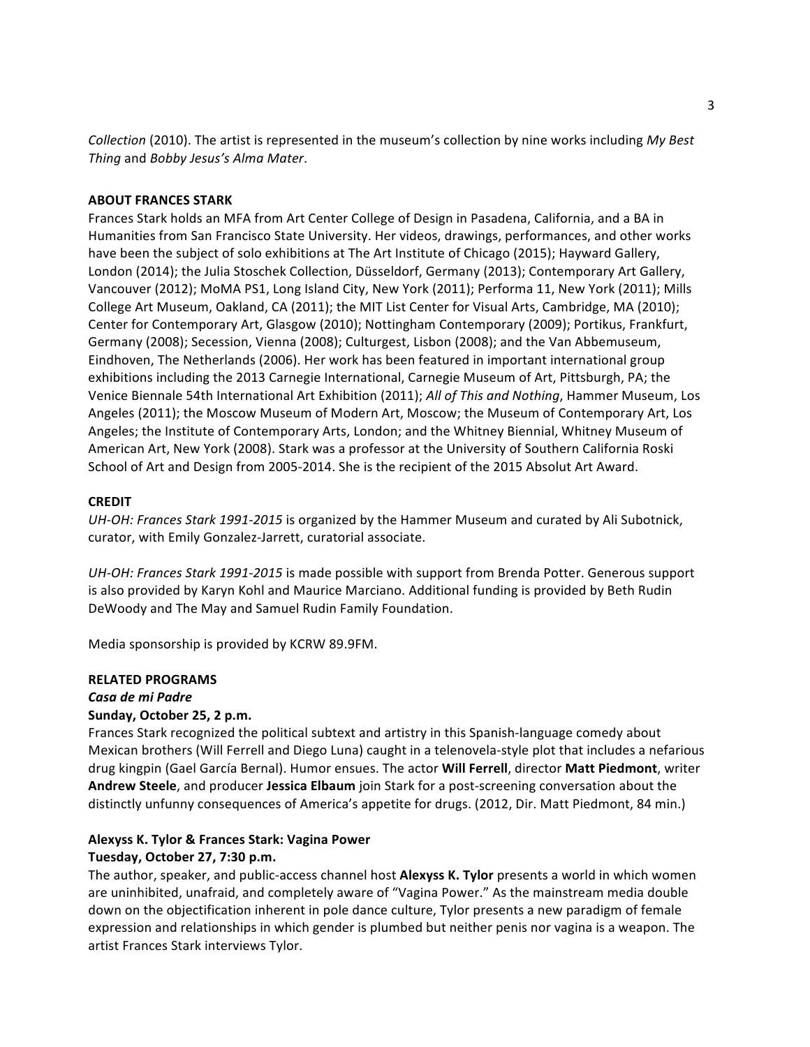*Collection* (2010). The artist is represented in the museum's collection by nine works including *My Best Thing* and *Bobby Jesus's Alma Mater*.

**ABOUT FRANCES STARK**

Frances Stark holds an MFA from Art Center College of Design in Pasadena, California, and a BA in Humanities from San Francisco State University. Her videos, drawings, performances, and other works have been the subject of solo exhibitions at The Art Institute of Chicago (2015); Hayward Gallery, London (2014); the Julia Stoschek Collection, Düsseldorf, Germany (2013); Contemporary Art Gallery, Vancouver (2012); MoMA PS1, Long Island City, New York (2011); Performa 11, New York (2011); Mills College Art Museum, Oakland, CA (2011); the MIT List Center for Visual Arts, Cambridge, MA (2010); Center for Contemporary Art, Glasgow (2010); Nottingham Contemporary (2009); Portikus, Frankfurt, Germany (2008); Secession, Vienna (2008); Culturgest, Lisbon (2008); and the Van Abbemuseum, Eindhoven, The Netherlands (2006). Her work has been featured in important international group exhibitions including the 2013 Carnegie International, Carnegie Museum of Art, Pittsburgh, PA; the Venice Biennale 54th International Art Exhibition (2011); *All of This and Nothing*, Hammer Museum, Los Angeles (2011); the Moscow Museum of Modern Art, Moscow; the Museum of Contemporary Art, Los Angeles; the Institute of Contemporary Arts, London; and the Whitney Biennial, Whitney Museum of American Art, New York (2008). Stark was a professor at the University of Southern California Roski School of Art and Design from 2005-2014. She is the recipient of the 2015 Absolut Art Award.

**CREDIT**

*UH-OH: Frances Stark 1991-2015* is organized by the Hammer Museum and curated by Ali Subotnick, curator, with Emily Gonzalez-Jarrett, curatorial associate.

*UH-OH: Frances Stark 1991-2015* is made possible with support from Brenda Potter. Generous support is also provided by Karyn Kohl and Maurice Marciano. Additional funding is provided by Beth Rudin DeWoody and The May and Samuel Rudin Family Foundation.

Media sponsorship is provided by KCRW 89.9FM.

**RELATED PROGRAMS**

***Casa de mi Padre***

**Sunday, October 25, 2 p.m.**

Frances Stark recognized the political subtext and artistry in this Spanish-language comedy about Mexican brothers (Will Ferrell and Diego Luna) caught in a telenovela-style plot that includes a nefarious drug kingpin (Gael García Bernal). Humor ensues. The actor **Will Ferrell**, director **Matt Piedmont**, writer **Andrew Steele**, and producer **Jessica Elbaum** join Stark for a post-screening conversation about the distinctly unfunny consequences of America's appetite for drugs. (2012, Dir. Matt Piedmont, 84 min.)

**Alexyss K. Tylor & Frances Stark: Vagina Power**

**Tuesday, October 27, 7:30 p.m.**

The author, speaker, and public-access channel host **Alexyss K. Tylor** presents a world in which women are uninhibited, unafraid, and completely aware of "Vagina Power." As the mainstream media double down on the objectification inherent in pole dance culture, Tylor presents a new paradigm of female expression and relationships in which gender is plumbed but neither penis nor vagina is a weapon. The artist Frances Stark interviews Tylor.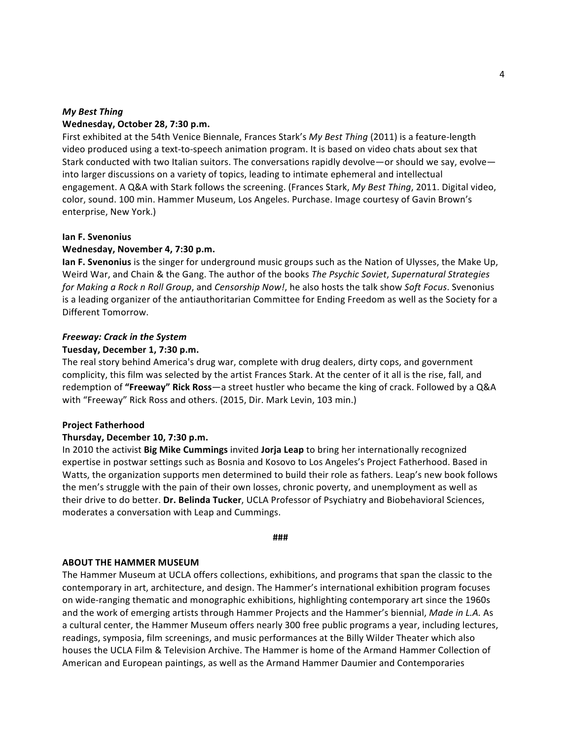***My Best Thing***

**Wednesday, October 28, 7:30 p.m.**

First exhibited at the 54th Venice Biennale, Frances Stark's *My Best Thing* (2011) is a feature-length video produced using a text-to-speech animation program. It is based on video chats about sex that Stark conducted with two Italian suitors. The conversations rapidly devolve—or should we say, evolve—into larger discussions on a variety of topics, leading to intimate ephemeral and intellectual engagement. A Q&A with Stark follows the screening. (Frances Stark, *My Best Thing*, 2011. Digital video, color, sound. 100 min. Hammer Museum, Los Angeles. Purchase. Image courtesy of Gavin Brown's enterprise, New York.)

**Ian F. Svenonius**

**Wednesday, November 4, 7:30 p.m.**

**Ian F. Svenonius** is the singer for underground music groups such as the Nation of Ulysses, the Make Up, Weird War, and Chain & the Gang. The author of the books *The Psychic Soviet*, *Supernatural Strategies for Making a Rock n Roll Group*, and *Censorship Now!*, he also hosts the talk show *Soft Focus*. Svenonius is a leading organizer of the antiauthoritarian Committee for Ending Freedom as well the Society for a Different Tomorrow.

***Freeway: Crack in the System***

**Tuesday, December 1, 7:30 p.m.**

The real story behind America's drug war, complete with drug dealers, dirty cops, and government complicity, this film was selected by the artist Frances Stark. At the center of it all is the rise, fall, and redemption of **"Freeway" Rick Ross**—a street hustler who became the king of crack. Followed by a Q&A with "Freeway" Rick Ross and others. (2015, Dir. Mark Levin, 103 min.)

**Project Fatherhood**

**Thursday, December 10, 7:30 p.m.**

In 2010 the activist **Big Mike Cummings** invited **Jorja Leap** to bring her internationally recognized expertise in postwar settings such as Bosnia and Kosovo to Los Angeles's Project Fatherhood. Based in Watts, the organization supports men determined to build their role as fathers. Leap's new book follows the men's struggle with the pain of their own losses, chronic poverty, and unemployment as well as their drive to do better. **Dr. Belinda Tucker**, UCLA Professor of Psychiatry and Biobehavioral Sciences, moderates a conversation with Leap and Cummings.

###

**ABOUT THE HAMMER MUSEUM**

The Hammer Museum at UCLA offers collections, exhibitions, and programs that span the classic to the contemporary in art, architecture, and design. The Hammer's international exhibition program focuses on wide-ranging thematic and monographic exhibitions, highlighting contemporary art since the 1960s and the work of emerging artists through Hammer Projects and the Hammer's biennial, *Made in L.A.* As a cultural center, the Hammer Museum offers nearly 300 free public programs a year, including lectures, readings, symposia, film screenings, and music performances at the Billy Wilder Theater which also houses the UCLA Film & Television Archive. The Hammer is home of the Armand Hammer Collection of American and European paintings, as well as the Armand Hammer Daumier and Contemporaries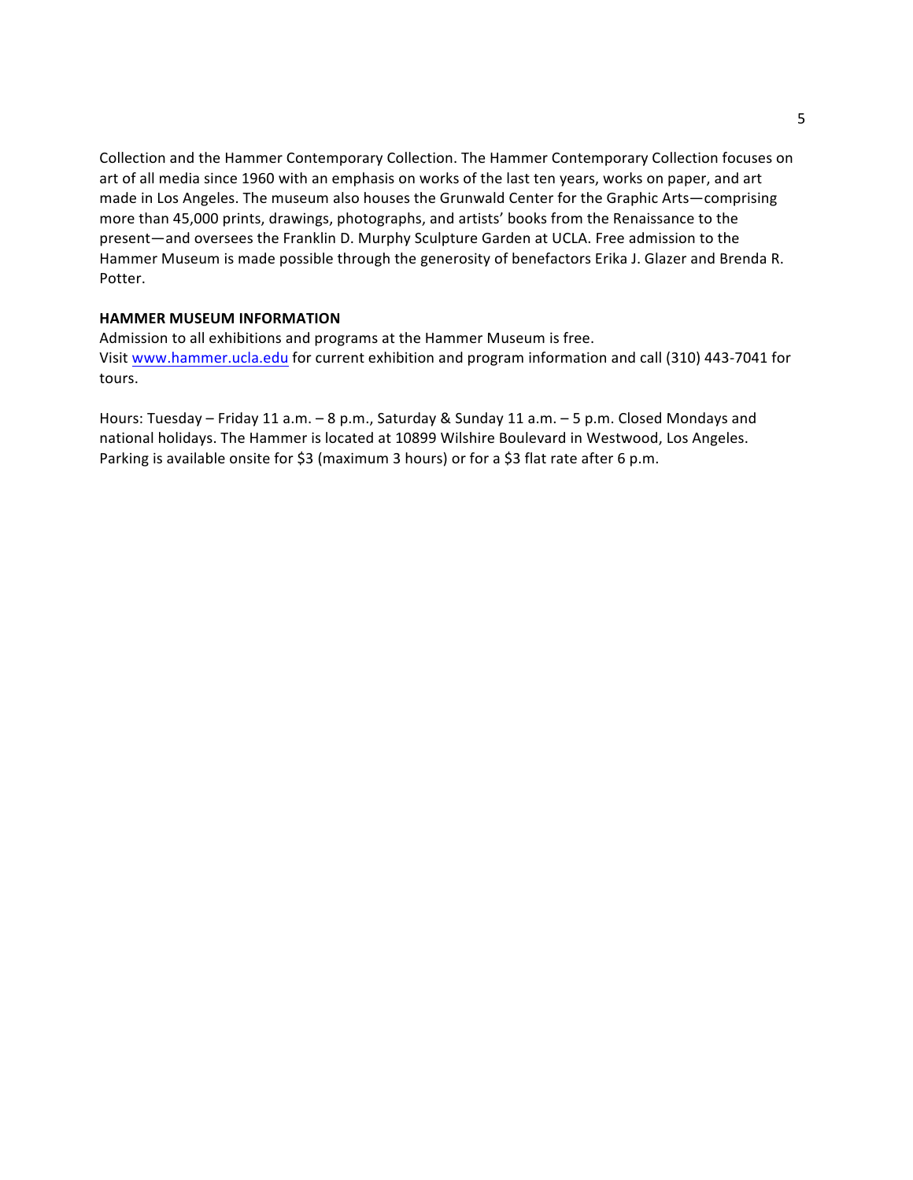Collection and the Hammer Contemporary Collection. The Hammer Contemporary Collection focuses on art of all media since 1960 with an emphasis on works of the last ten years, works on paper, and art made in Los Angeles. The museum also houses the Grunwald Center for the Graphic Arts—comprising more than 45,000 prints, drawings, photographs, and artists' books from the Renaissance to the present—and oversees the Franklin D. Murphy Sculpture Garden at UCLA. Free admission to the Hammer Museum is made possible through the generosity of benefactors Erika J. Glazer and Brenda R. Potter.

**HAMMER MUSEUM INFORMATION**

Admission to all exhibitions and programs at the Hammer Museum is free.
Visit www.hammer.ucla.edu for current exhibition and program information and call (310) 443-7041 for tours.

Hours: Tuesday – Friday 11 a.m. – 8 p.m., Saturday & Sunday 11 a.m. – 5 p.m. Closed Mondays and national holidays. The Hammer is located at 10899 Wilshire Boulevard in Westwood, Los Angeles. Parking is available onsite for $3 (maximum 3 hours) or for a $3 flat rate after 6 p.m.